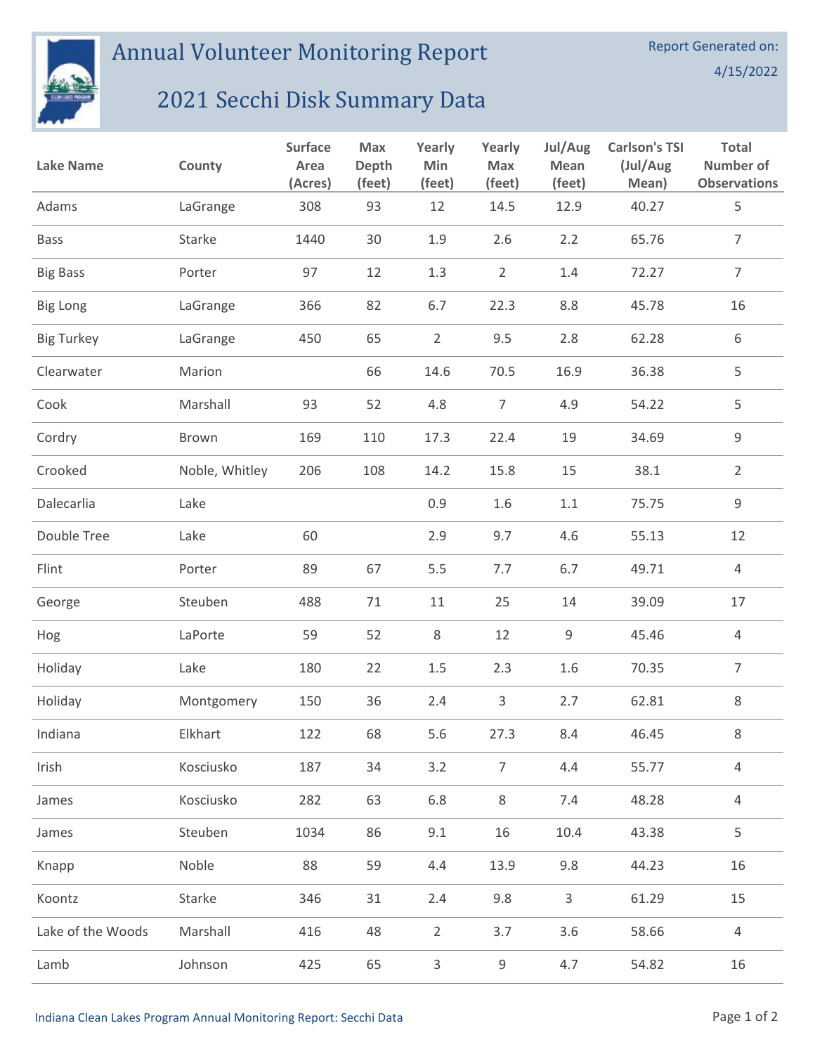# Annual Volunteer Monitoring Report

Report Generated on: 4/15/2022

## 2021 Secchi Disk Summary Data

| Lake Name | County | Surface Area (Acres) | Max Depth (feet) | Yearly Min (feet) | Yearly Max (feet) | Jul/Aug Mean (feet) | Carlson's TSI (Jul/Aug Mean) | Total Number of Observations |
|---|---|---|---|---|---|---|---|---|
| Adams | LaGrange | 308 | 93 | 12 | 14.5 | 12.9 | 40.27 | 5 |
| Bass | Starke | 1440 | 30 | 1.9 | 2.6 | 2.2 | 65.76 | 7 |
| Big Bass | Porter | 97 | 12 | 1.3 | 2 | 1.4 | 72.27 | 7 |
| Big Long | LaGrange | 366 | 82 | 6.7 | 22.3 | 8.8 | 45.78 | 16 |
| Big Turkey | LaGrange | 450 | 65 | 2 | 9.5 | 2.8 | 62.28 | 6 |
| Clearwater | Marion | | 66 | 14.6 | 70.5 | 16.9 | 36.38 | 5 |
| Cook | Marshall | 93 | 52 | 4.8 | 7 | 4.9 | 54.22 | 5 |
| Cordry | Brown | 169 | 110 | 17.3 | 22.4 | 19 | 34.69 | 9 |
| Crooked | Noble, Whitley | 206 | 108 | 14.2 | 15.8 | 15 | 38.1 | 2 |
| Dalecarlia | Lake | | | 0.9 | 1.6 | 1.1 | 75.75 | 9 |
| Double Tree | Lake | 60 | | 2.9 | 9.7 | 4.6 | 55.13 | 12 |
| Flint | Porter | 89 | 67 | 5.5 | 7.7 | 6.7 | 49.71 | 4 |
| George | Steuben | 488 | 71 | 11 | 25 | 14 | 39.09 | 17 |
| Hog | LaPorte | 59 | 52 | 8 | 12 | 9 | 45.46 | 4 |
| Holiday | Lake | 180 | 22 | 1.5 | 2.3 | 1.6 | 70.35 | 7 |
| Holiday | Montgomery | 150 | 36 | 2.4 | 3 | 2.7 | 62.81 | 8 |
| Indiana | Elkhart | 122 | 68 | 5.6 | 27.3 | 8.4 | 46.45 | 8 |
| Irish | Kosciusko | 187 | 34 | 3.2 | 7 | 4.4 | 55.77 | 4 |
| James | Kosciusko | 282 | 63 | 6.8 | 8 | 7.4 | 48.28 | 4 |
| James | Steuben | 1034 | 86 | 9.1 | 16 | 10.4 | 43.38 | 5 |
| Knapp | Noble | 88 | 59 | 4.4 | 13.9 | 9.8 | 44.23 | 16 |
| Koontz | Starke | 346 | 31 | 2.4 | 9.8 | 3 | 61.29 | 15 |
| Lake of the Woods | Marshall | 416 | 48 | 2 | 3.7 | 3.6 | 58.66 | 4 |
| Lamb | Johnson | 425 | 65 | 3 | 9 | 4.7 | 54.82 | 16 |

Indiana Clean Lakes Program Annual Monitoring Report: Secchi Data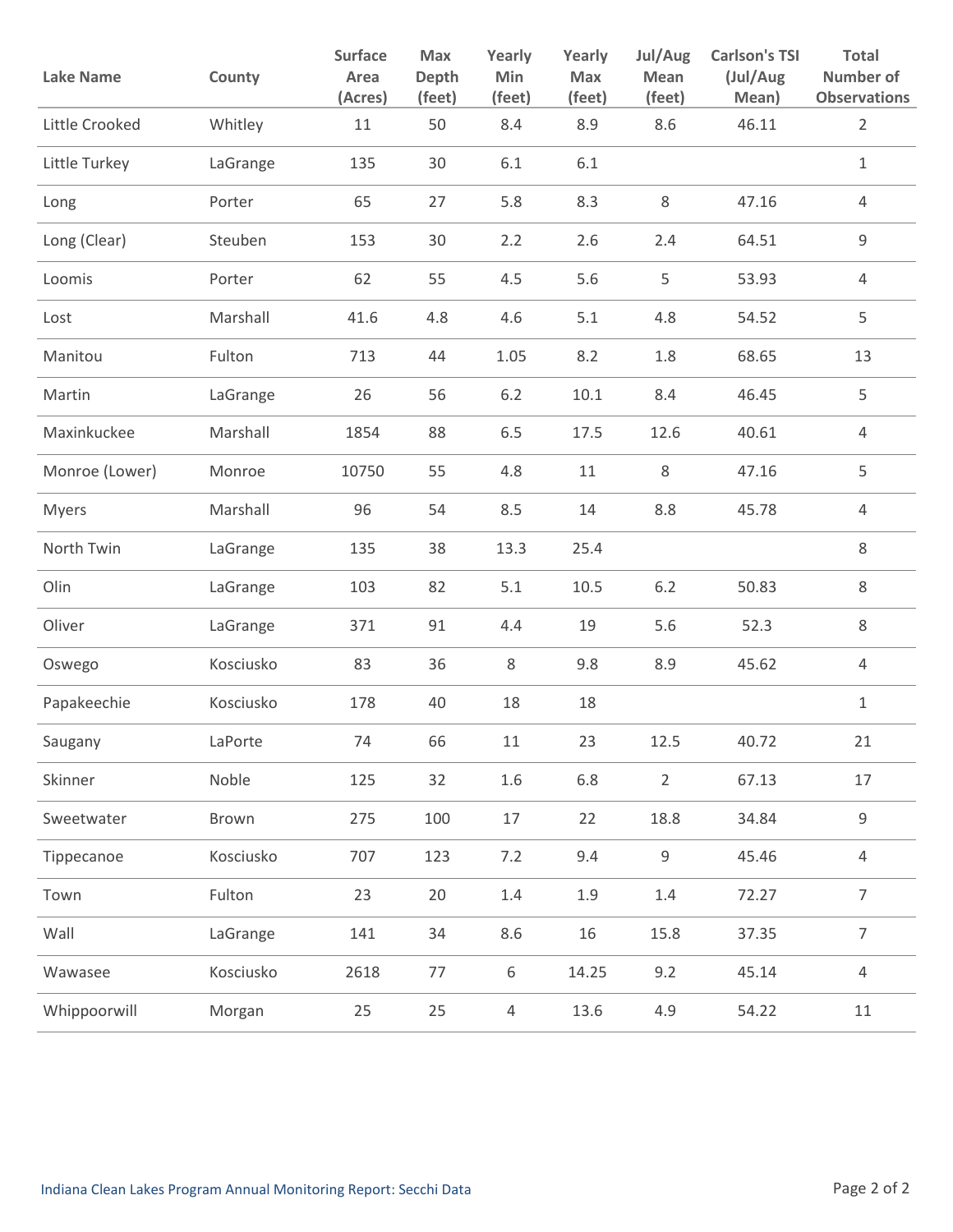| Lake Name | County | Surface Area (Acres) | Max Depth (feet) | Yearly Min (feet) | Yearly Max (feet) | Jul/Aug Mean (feet) | Carlson's TSI (Jul/Aug Mean) | Total Number of Observations |
|---|---|---|---|---|---|---|---|---|
| Little Crooked | Whitley | 11 | 50 | 8.4 | 8.9 | 8.6 | 46.11 | 2 |
| Little Turkey | LaGrange | 135 | 30 | 6.1 | 6.1 | | | 1 |
| Long | Porter | 65 | 27 | 5.8 | 8.3 | 8 | 47.16 | 4 |
| Long (Clear) | Steuben | 153 | 30 | 2.2 | 2.6 | 2.4 | 64.51 | 9 |
| Loomis | Porter | 62 | 55 | 4.5 | 5.6 | 5 | 53.93 | 4 |
| Lost | Marshall | 41.6 | 4.8 | 4.6 | 5.1 | 4.8 | 54.52 | 5 |
| Manitou | Fulton | 713 | 44 | 1.05 | 8.2 | 1.8 | 68.65 | 13 |
| Martin | LaGrange | 26 | 56 | 6.2 | 10.1 | 8.4 | 46.45 | 5 |
| Maxinkuckee | Marshall | 1854 | 88 | 6.5 | 17.5 | 12.6 | 40.61 | 4 |
| Monroe (Lower) | Monroe | 10750 | 55 | 4.8 | 11 | 8 | 47.16 | 5 |
| Myers | Marshall | 96 | 54 | 8.5 | 14 | 8.8 | 45.78 | 4 |
| North Twin | LaGrange | 135 | 38 | 13.3 | 25.4 | | | 8 |
| Olin | LaGrange | 103 | 82 | 5.1 | 10.5 | 6.2 | 50.83 | 8 |
| Oliver | LaGrange | 371 | 91 | 4.4 | 19 | 5.6 | 52.3 | 8 |
| Oswego | Kosciusko | 83 | 36 | 8 | 9.8 | 8.9 | 45.62 | 4 |
| Papakeechie | Kosciusko | 178 | 40 | 18 | 18 | | | 1 |
| Saugany | LaPorte | 74 | 66 | 11 | 23 | 12.5 | 40.72 | 21 |
| Skinner | Noble | 125 | 32 | 1.6 | 6.8 | 2 | 67.13 | 17 |
| Sweetwater | Brown | 275 | 100 | 17 | 22 | 18.8 | 34.84 | 9 |
| Tippecanoe | Kosciusko | 707 | 123 | 7.2 | 9.4 | 9 | 45.46 | 4 |
| Town | Fulton | 23 | 20 | 1.4 | 1.9 | 1.4 | 72.27 | 7 |
| Wall | LaGrange | 141 | 34 | 8.6 | 16 | 15.8 | 37.35 | 7 |
| Wawasee | Kosciusko | 2618 | 77 | 6 | 14.25 | 9.2 | 45.14 | 4 |
| Whippoorwill | Morgan | 25 | 25 | 4 | 13.6 | 4.9 | 54.22 | 11 |